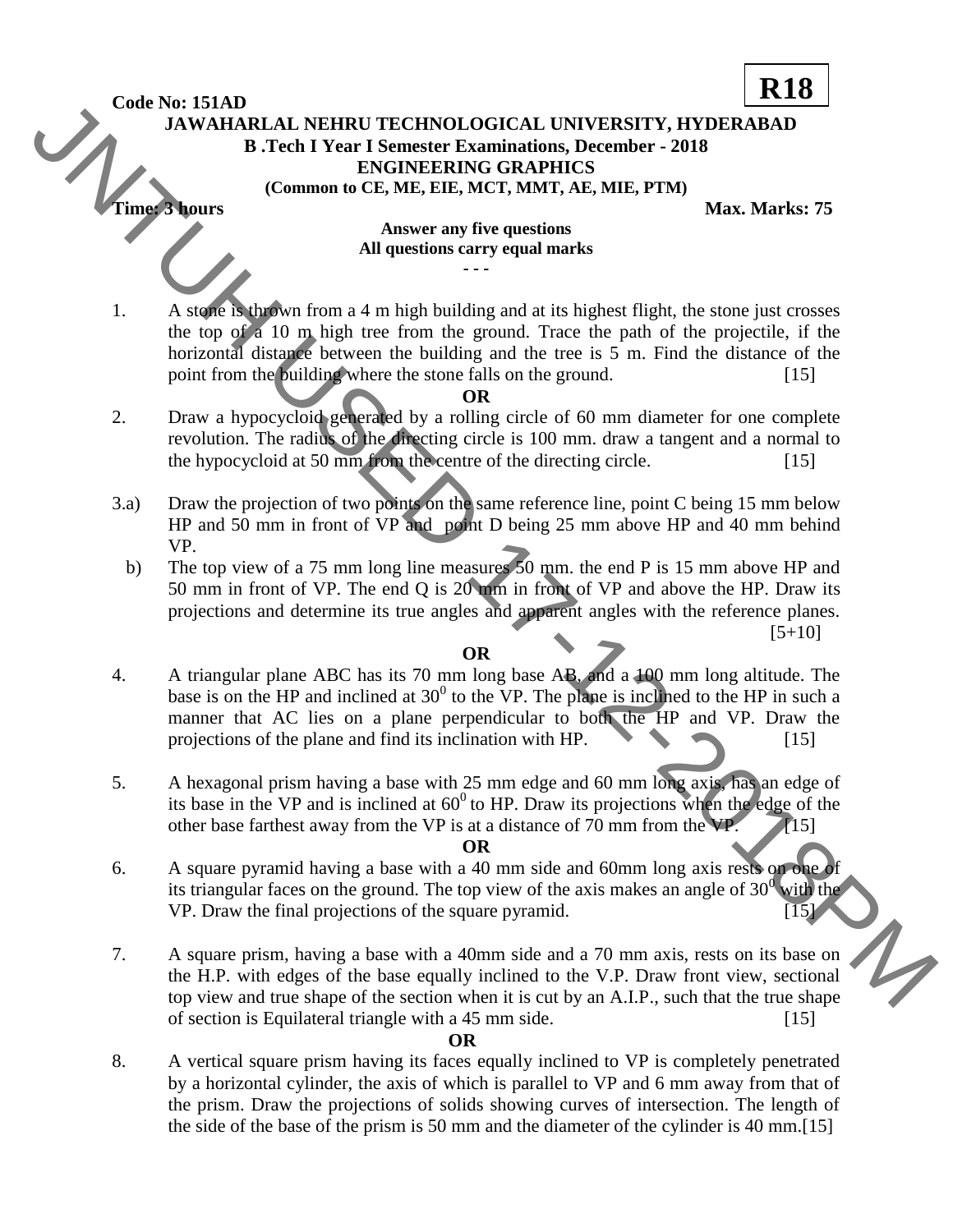**Code No: 151AD**

**R18**

# JAWAHARLAL NEHRU TECHNOLOGICAL UNIVERSITY, HYDERABAD

**B .Tech I Year I Semester Examinations, December - 2018**

**ENGINEERING GRAPHICS**

**(Common to CE, ME, EIE, MCT, MMT, AE, MIE, PTM)**

**Time: 3 hours** **Max. Marks: 75**

**Answer any five questions**

**All questions carry equal marks**

**- - -**

1. A stone is thrown from a 4 m high building and at its highest flight, the stone just crosses the top of a 10 m high tree from the ground. Trace the path of the projectile, if the horizontal distance between the building and the tree is 5 m. Find the distance of the point from the building where the stone falls on the ground. [15]

**OR**

2. Draw a hypocycloid generated by a rolling circle of 60 mm diameter for one complete revolution. The radius of the directing circle is 100 mm. draw a tangent and a normal to the hypocycloid at 50 mm from the centre of the directing circle. [15]

3.a) Draw the projection of two points on the same reference line, point C being 15 mm below HP and 50 mm in front of VP and point D being 25 mm above HP and 40 mm behind VP.

b) The top view of a 75 mm long line measures 50 mm. the end P is 15 mm above HP and 50 mm in front of VP. The end Q is 20 mm in front of VP and above the HP. Draw its projections and determine its true angles and apparent angles with the reference planes. [5+10]

**OR**

4. A triangular plane ABC has its 70 mm long base AB, and a 100 mm long altitude. The base is on the HP and inclined at $30^0$ to the VP. The plane is inclined to the HP in such a manner that AC lies on a plane perpendicular to both the HP and VP. Draw the projections of the plane and find its inclination with HP. [15]

5. A hexagonal prism having a base with 25 mm edge and 60 mm long axis, has an edge of its base in the VP and is inclined at $60^0$ to HP. Draw its projections when the edge of the other base farthest away from the VP is at a distance of 70 mm from the VP. [15]

**OR**

6. A square pyramid having a base with a 40 mm side and 60mm long axis rests on one of its triangular faces on the ground. The top view of the axis makes an angle of $30^0$ with the VP. Draw the final projections of the square pyramid. [15]

7. A square prism, having a base with a 40mm side and a 70 mm axis, rests on its base on the H.P. with edges of the base equally inclined to the V.P. Draw front view, sectional top view and true shape of the section when it is cut by an A.I.P., such that the true shape of section is Equilateral triangle with a 45 mm side. [15]

**OR**

8. A vertical square prism having its faces equally inclined to VP is completely penetrated by a horizontal cylinder, the axis of which is parallel to VP and 6 mm away from that of the prism. Draw the projections of solids showing curves of intersection. The length of the side of the base of the prism is 50 mm and the diameter of the cylinder is 40 mm.[15]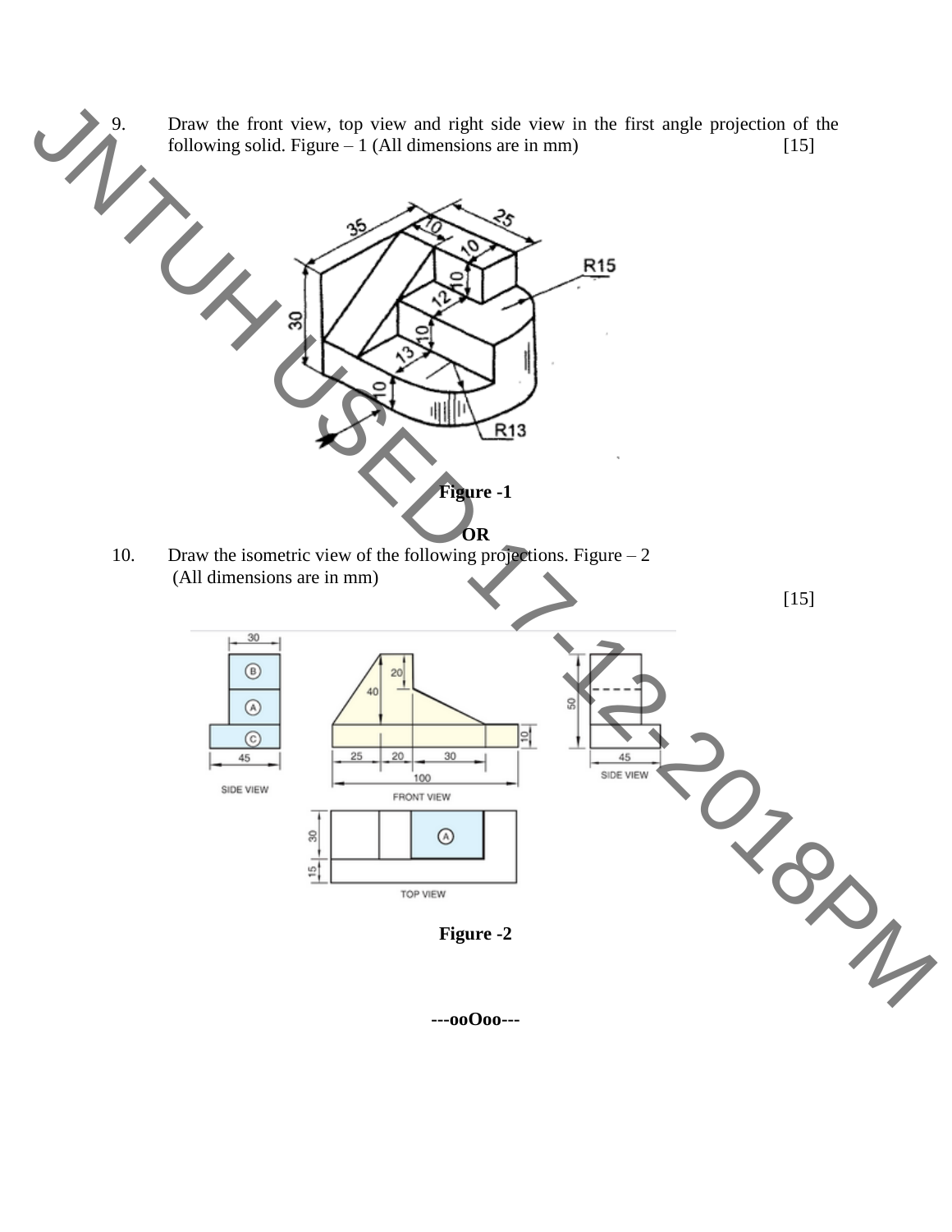9. Draw the front view, top view and right side view in the first angle projection of the following solid. Figure – 1 (All dimensions are in mm) [15]

35
10
25
10
R15
10
12
30
10
13
10
R13

Figure -1

**OR**

10. Draw the isometric view of the following projections. Figure – 2 (All dimensions are in mm)

[15]

30
B
A
C
45
SIDE VIEW
20
40
25
20
30
100
10
FRONT VIEW
50
45
SIDE VIEW
30
15
A
TOP VIEW

Figure -2

---ooOoo---